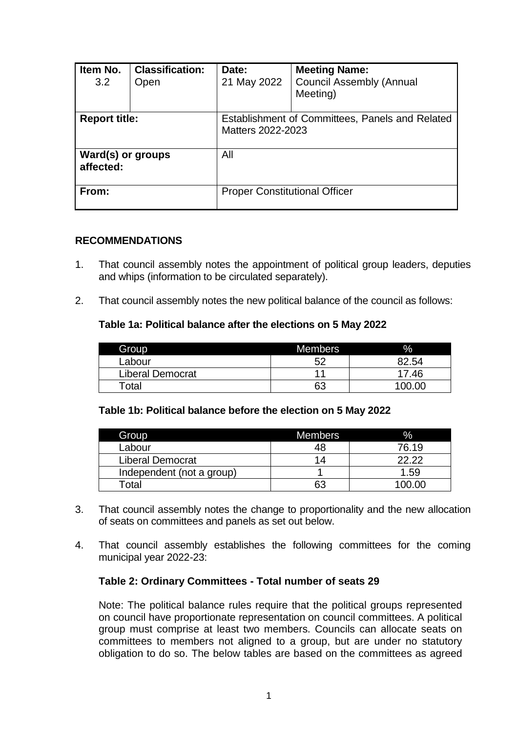| Item No. 3.2 | Classification: Open | Date: 21 May 2022 | Meeting Name: Council Assembly (Annual Meeting) |
|---|---|---|---|
| **Report title:** | | Establishment of Committees, Panels and Related Matters 2022-2023 | |
| **Ward(s) or groups affected:** | | All | |
| **From:** | | Proper Constitutional Officer | |

## RECOMMENDATIONS

1. That council assembly notes the appointment of political group leaders, deputies and whips (information to be circulated separately).

2. That council assembly notes the new political balance of the council as follows:

**Table 1a: Political balance after the elections on 5 May 2022**

| Group | Members | % |
|---|---|---|
| Labour | 52 | 82.54 |
| Liberal Democrat | 11 | 17.46 |
| Total | 63 | 100.00 |

**Table 1b: Political balance before the election on 5 May 2022**

| Group | Members | % |
|---|---|---|
| Labour | 48 | 76.19 |
| Liberal Democrat | 14 | 22.22 |
| Independent (not a group) | 1 | 1.59 |
| Total | 63 | 100.00 |

3. That council assembly notes the change to proportionality and the new allocation of seats on committees and panels as set out below.

4. That council assembly establishes the following committees for the coming municipal year 2022-23:

**Table 2: Ordinary Committees - Total number of seats 29**

Note: The political balance rules require that the political groups represented on council have proportionate representation on council committees. A political group must comprise at least two members. Councils can allocate seats on committees to members not aligned to a group, but are under no statutory obligation to do so. The below tables are based on the committees as agreed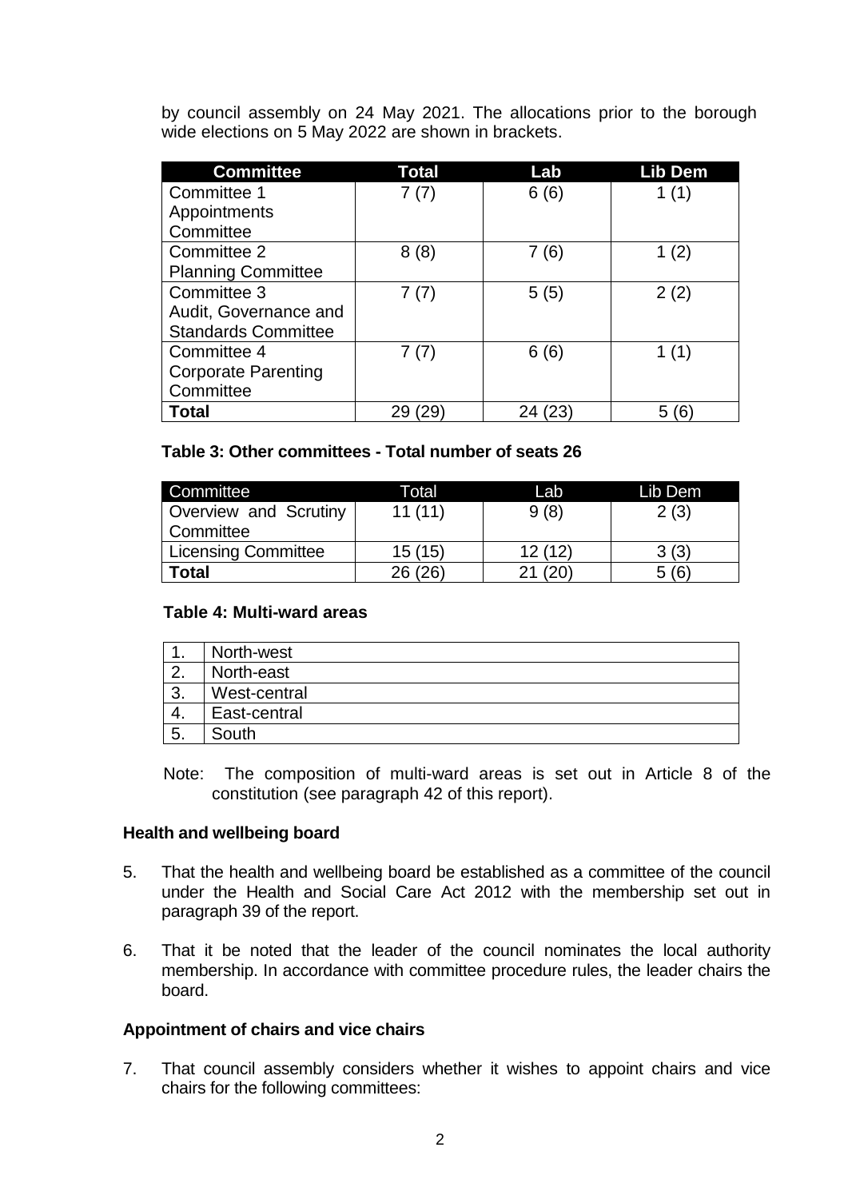by council assembly on 24 May 2021. The allocations prior to the borough wide elections on 5 May 2022 are shown in brackets.

| Committee | Total | Lab | Lib Dem |
|---|---|---|---|
| Committee 1 Appointments Committee | 7 (7) | 6 (6) | 1 (1) |
| Committee 2 Planning Committee | 8 (8) | 7 (6) | 1 (2) |
| Committee 3 Audit, Governance and Standards Committee | 7 (7) | 5 (5) | 2 (2) |
| Committee 4 Corporate Parenting Committee | 7 (7) | 6 (6) | 1 (1) |
| **Total** | 29 (29) | 24 (23) | 5 (6) |

**Table 3: Other committees - Total number of seats 26**

| Committee | Total | Lab | Lib Dem |
|---|---|---|---|
| Overview and Scrutiny Committee | 11 (11) | 9 (8) | 2 (3) |
| Licensing Committee | 15 (15) | 12 (12) | 3 (3) |
| **Total** | 26 (26) | 21 (20) | 5 (6) |

**Table 4: Multi-ward areas**

| | |
|---|---|
| 1. | North-west |
| 2. | North-east |
| 3. | West-central |
| 4. | East-central |
| 5. | South |

Note: The composition of multi-ward areas is set out in Article 8 of the constitution (see paragraph 42 of this report).

**Health and wellbeing board**

5. That the health and wellbeing board be established as a committee of the council under the Health and Social Care Act 2012 with the membership set out in paragraph 39 of the report.

6. That it be noted that the leader of the council nominates the local authority membership. In accordance with committee procedure rules, the leader chairs the board.

**Appointment of chairs and vice chairs**

7. That council assembly considers whether it wishes to appoint chairs and vice chairs for the following committees: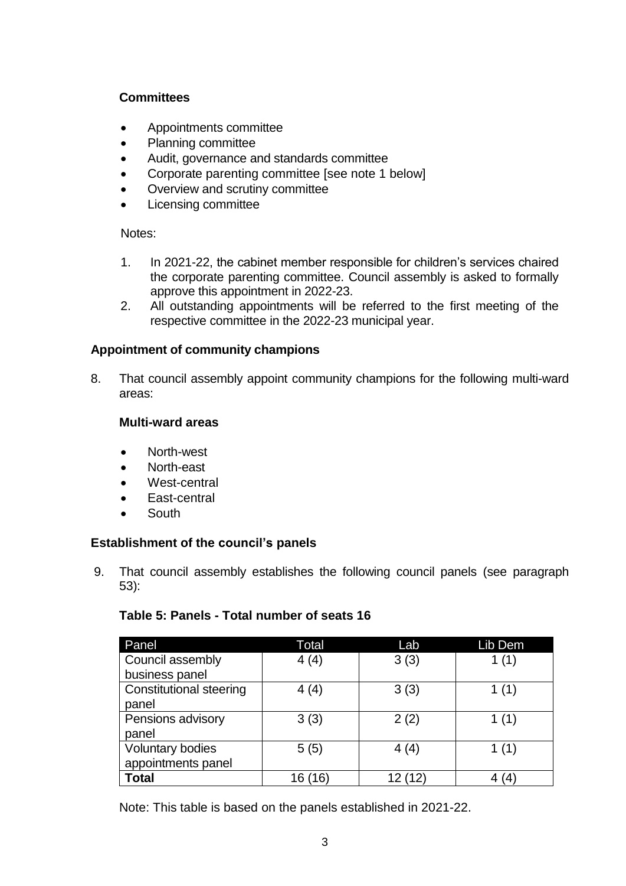**Committees**

- Appointments committee
- Planning committee
- Audit, governance and standards committee
- Corporate parenting committee [see note 1 below]
- Overview and scrutiny committee
- Licensing committee

Notes:

1. In 2021-22, the cabinet member responsible for children's services chaired the corporate parenting committee. Council assembly is asked to formally approve this appointment in 2022-23.
2. All outstanding appointments will be referred to the first meeting of the respective committee in the 2022-23 municipal year.

**Appointment of community champions**

8. That council assembly appoint community champions for the following multi-ward areas:

**Multi-ward areas**

- North-west
- North-east
- West-central
- East-central
- South

**Establishment of the council's panels**

9. That council assembly establishes the following council panels (see paragraph 53):

**Table 5: Panels - Total number of seats 16**

| Panel | Total | Lab | Lib Dem |
|---|---|---|---|
| Council assembly business panel | 4 (4) | 3 (3) | 1 (1) |
| Constitutional steering panel | 4 (4) | 3 (3) | 1 (1) |
| Pensions advisory panel | 3 (3) | 2 (2) | 1 (1) |
| Voluntary bodies appointments panel | 5 (5) | 4 (4) | 1 (1) |
| **Total** | 16 (16) | 12 (12) | 4 (4) |

Note: This table is based on the panels established in 2021-22.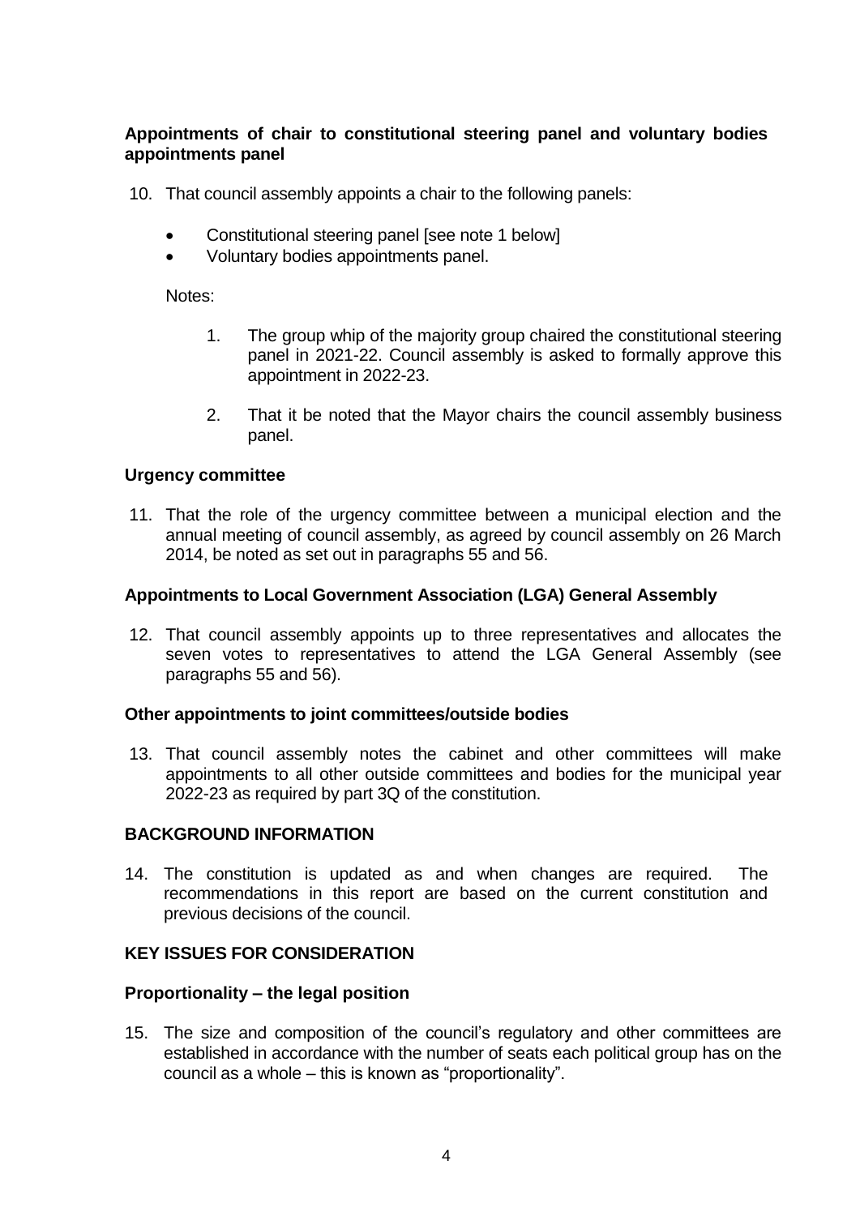**Appointments of chair to constitutional steering panel and voluntary bodies appointments panel**

10. That council assembly appoints a chair to the following panels:

    - Constitutional steering panel [see note 1 below]
    - Voluntary bodies appointments panel.

    Notes:

    1. The group whip of the majority group chaired the constitutional steering panel in 2021-22. Council assembly is asked to formally approve this appointment in 2022-23.

    2. That it be noted that the Mayor chairs the council assembly business panel.

**Urgency committee**

11. That the role of the urgency committee between a municipal election and the annual meeting of council assembly, as agreed by council assembly on 26 March 2014, be noted as set out in paragraphs 55 and 56.

**Appointments to Local Government Association (LGA) General Assembly**

12. That council assembly appoints up to three representatives and allocates the seven votes to representatives to attend the LGA General Assembly (see paragraphs 55 and 56).

**Other appointments to joint committees/outside bodies**

13. That council assembly notes the cabinet and other committees will make appointments to all other outside committees and bodies for the municipal year 2022-23 as required by part 3Q of the constitution.

## BACKGROUND INFORMATION

14. The constitution is updated as and when changes are required. The recommendations in this report are based on the current constitution and previous decisions of the council.

## KEY ISSUES FOR CONSIDERATION

**Proportionality – the legal position**

15. The size and composition of the council's regulatory and other committees are established in accordance with the number of seats each political group has on the council as a whole – this is known as "proportionality".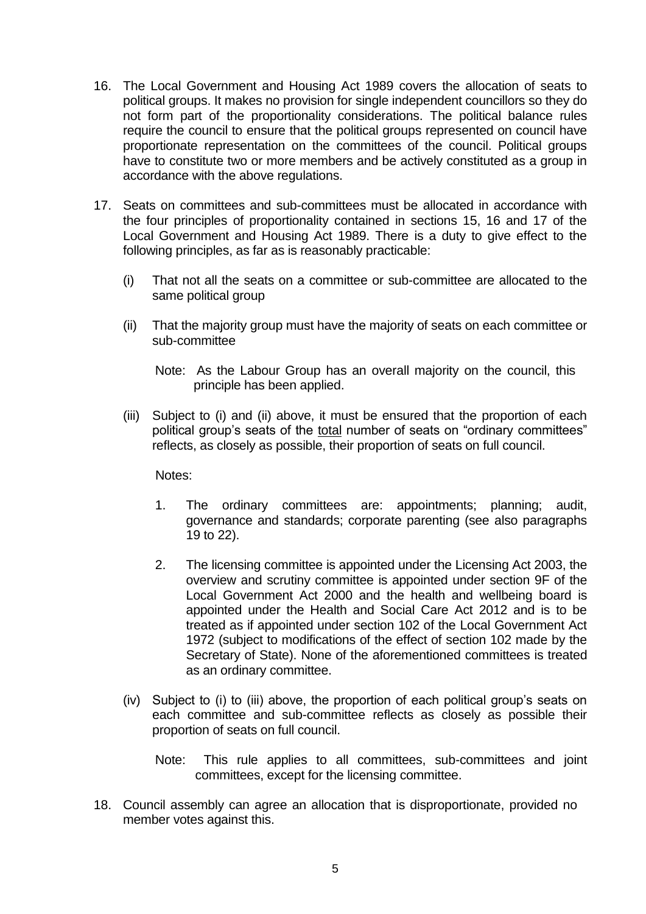16. The Local Government and Housing Act 1989 covers the allocation of seats to political groups. It makes no provision for single independent councillors so they do not form part of the proportionality considerations. The political balance rules require the council to ensure that the political groups represented on council have proportionate representation on the committees of the council. Political groups have to constitute two or more members and be actively constituted as a group in accordance with the above regulations.

17. Seats on committees and sub-committees must be allocated in accordance with the four principles of proportionality contained in sections 15, 16 and 17 of the Local Government and Housing Act 1989. There is a duty to give effect to the following principles, as far as is reasonably practicable:

    (i) That not all the seats on a committee or sub-committee are allocated to the same political group

    (ii) That the majority group must have the majority of seats on each committee or sub-committee

    Note: As the Labour Group has an overall majority on the council, this principle has been applied.

    (iii) Subject to (i) and (ii) above, it must be ensured that the proportion of each political group's seats of the <u>total</u> number of seats on "ordinary committees" reflects, as closely as possible, their proportion of seats on full council.

    Notes:

    1. The ordinary committees are: appointments; planning; audit, governance and standards; corporate parenting (see also paragraphs 19 to 22).

    2. The licensing committee is appointed under the Licensing Act 2003, the overview and scrutiny committee is appointed under section 9F of the Local Government Act 2000 and the health and wellbeing board is appointed under the Health and Social Care Act 2012 and is to be treated as if appointed under section 102 of the Local Government Act 1972 (subject to modifications of the effect of section 102 made by the Secretary of State). None of the aforementioned committees is treated as an ordinary committee.

    (iv) Subject to (i) to (iii) above, the proportion of each political group's seats on each committee and sub-committee reflects as closely as possible their proportion of seats on full council.

    Note: This rule applies to all committees, sub-committees and joint committees, except for the licensing committee.

18. Council assembly can agree an allocation that is disproportionate, provided no member votes against this.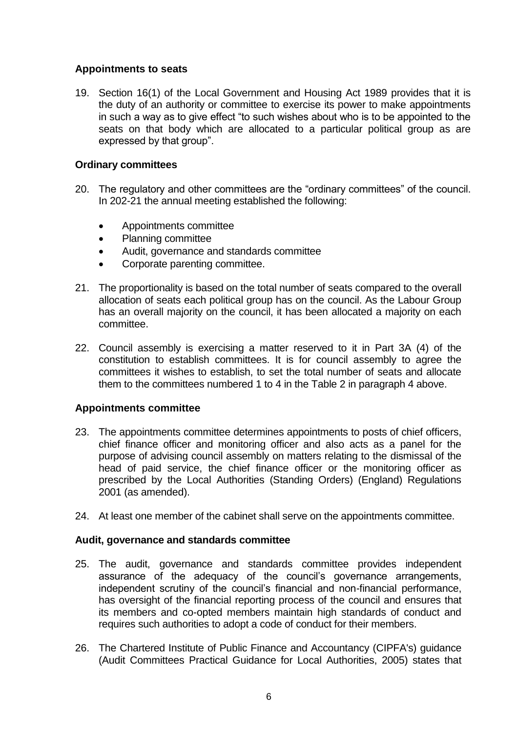### Appointments to seats

19. Section 16(1) of the Local Government and Housing Act 1989 provides that it is the duty of an authority or committee to exercise its power to make appointments in such a way as to give effect "to such wishes about who is to be appointed to the seats on that body which are allocated to a particular political group as are expressed by that group".

### Ordinary committees

20. The regulatory and other committees are the "ordinary committees" of the council. In 202-21 the annual meeting established the following:

    - Appointments committee
    - Planning committee
    - Audit, governance and standards committee
    - Corporate parenting committee.

21. The proportionality is based on the total number of seats compared to the overall allocation of seats each political group has on the council. As the Labour Group has an overall majority on the council, it has been allocated a majority on each committee.

22. Council assembly is exercising a matter reserved to it in Part 3A (4) of the constitution to establish committees. It is for council assembly to agree the committees it wishes to establish, to set the total number of seats and allocate them to the committees numbered 1 to 4 in the Table 2 in paragraph 4 above.

### Appointments committee

23. The appointments committee determines appointments to posts of chief officers, chief finance officer and monitoring officer and also acts as a panel for the purpose of advising council assembly on matters relating to the dismissal of the head of paid service, the chief finance officer or the monitoring officer as prescribed by the Local Authorities (Standing Orders) (England) Regulations 2001 (as amended).

24. At least one member of the cabinet shall serve on the appointments committee.

### Audit, governance and standards committee

25. The audit, governance and standards committee provides independent assurance of the adequacy of the council's governance arrangements, independent scrutiny of the council's financial and non-financial performance, has oversight of the financial reporting process of the council and ensures that its members and co-opted members maintain high standards of conduct and requires such authorities to adopt a code of conduct for their members.

26. The Chartered Institute of Public Finance and Accountancy (CIPFA's) guidance (Audit Committees Practical Guidance for Local Authorities, 2005) states that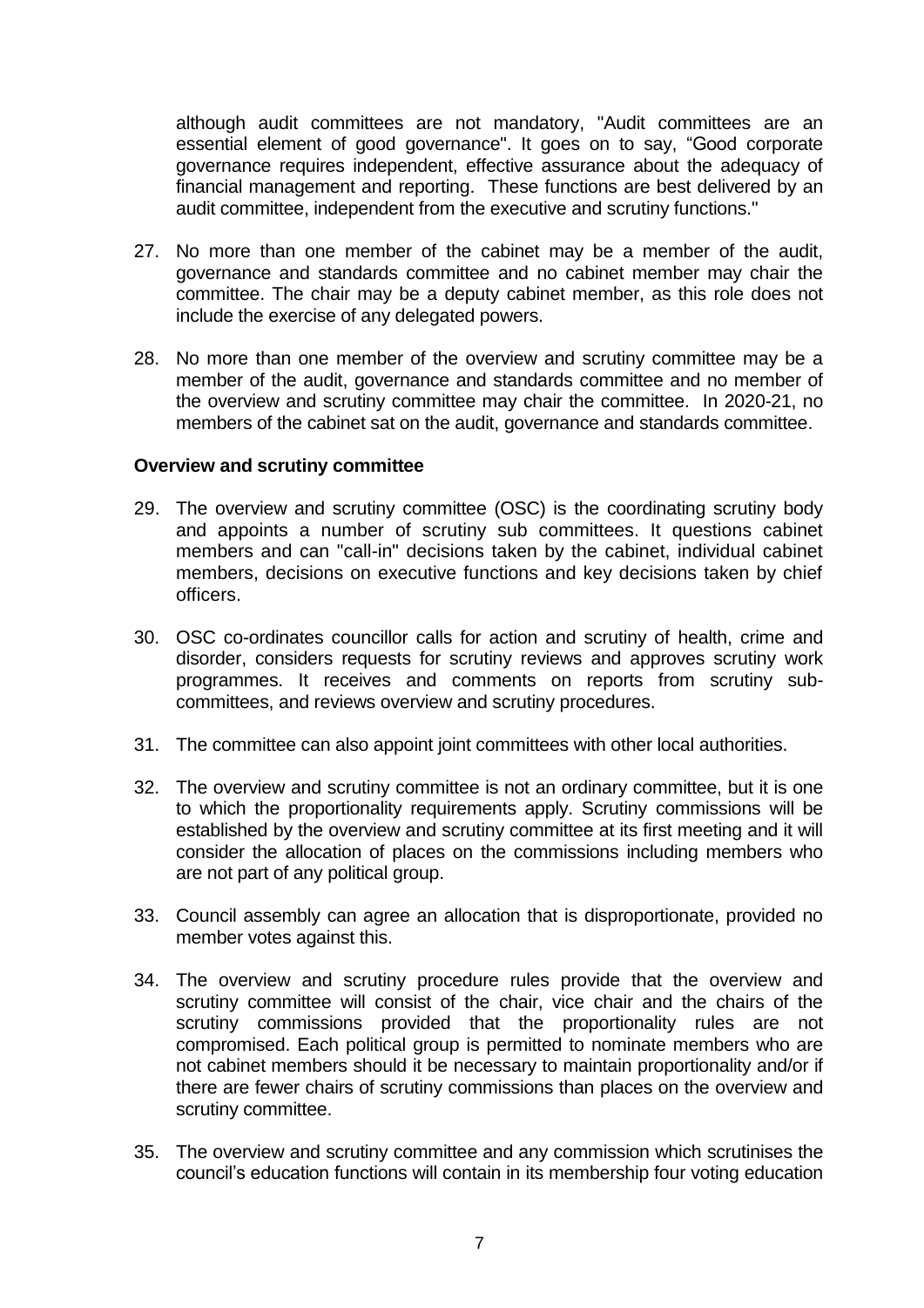although audit committees are not mandatory, "Audit committees are an essential element of good governance". It goes on to say, "Good corporate governance requires independent, effective assurance about the adequacy of financial management and reporting. These functions are best delivered by an audit committee, independent from the executive and scrutiny functions."

27. No more than one member of the cabinet may be a member of the audit, governance and standards committee and no cabinet member may chair the committee. The chair may be a deputy cabinet member, as this role does not include the exercise of any delegated powers.

28. No more than one member of the overview and scrutiny committee may be a member of the audit, governance and standards committee and no member of the overview and scrutiny committee may chair the committee. In 2020-21, no members of the cabinet sat on the audit, governance and standards committee.

**Overview and scrutiny committee**

29. The overview and scrutiny committee (OSC) is the coordinating scrutiny body and appoints a number of scrutiny sub committees. It questions cabinet members and can "call-in" decisions taken by the cabinet, individual cabinet members, decisions on executive functions and key decisions taken by chief officers.

30. OSC co-ordinates councillor calls for action and scrutiny of health, crime and disorder, considers requests for scrutiny reviews and approves scrutiny work programmes. It receives and comments on reports from scrutiny sub-committees, and reviews overview and scrutiny procedures.

31. The committee can also appoint joint committees with other local authorities.

32. The overview and scrutiny committee is not an ordinary committee, but it is one to which the proportionality requirements apply. Scrutiny commissions will be established by the overview and scrutiny committee at its first meeting and it will consider the allocation of places on the commissions including members who are not part of any political group.

33. Council assembly can agree an allocation that is disproportionate, provided no member votes against this.

34. The overview and scrutiny procedure rules provide that the overview and scrutiny committee will consist of the chair, vice chair and the chairs of the scrutiny commissions provided that the proportionality rules are not compromised. Each political group is permitted to nominate members who are not cabinet members should it be necessary to maintain proportionality and/or if there are fewer chairs of scrutiny commissions than places on the overview and scrutiny committee.

35. The overview and scrutiny committee and any commission which scrutinises the council's education functions will contain in its membership four voting education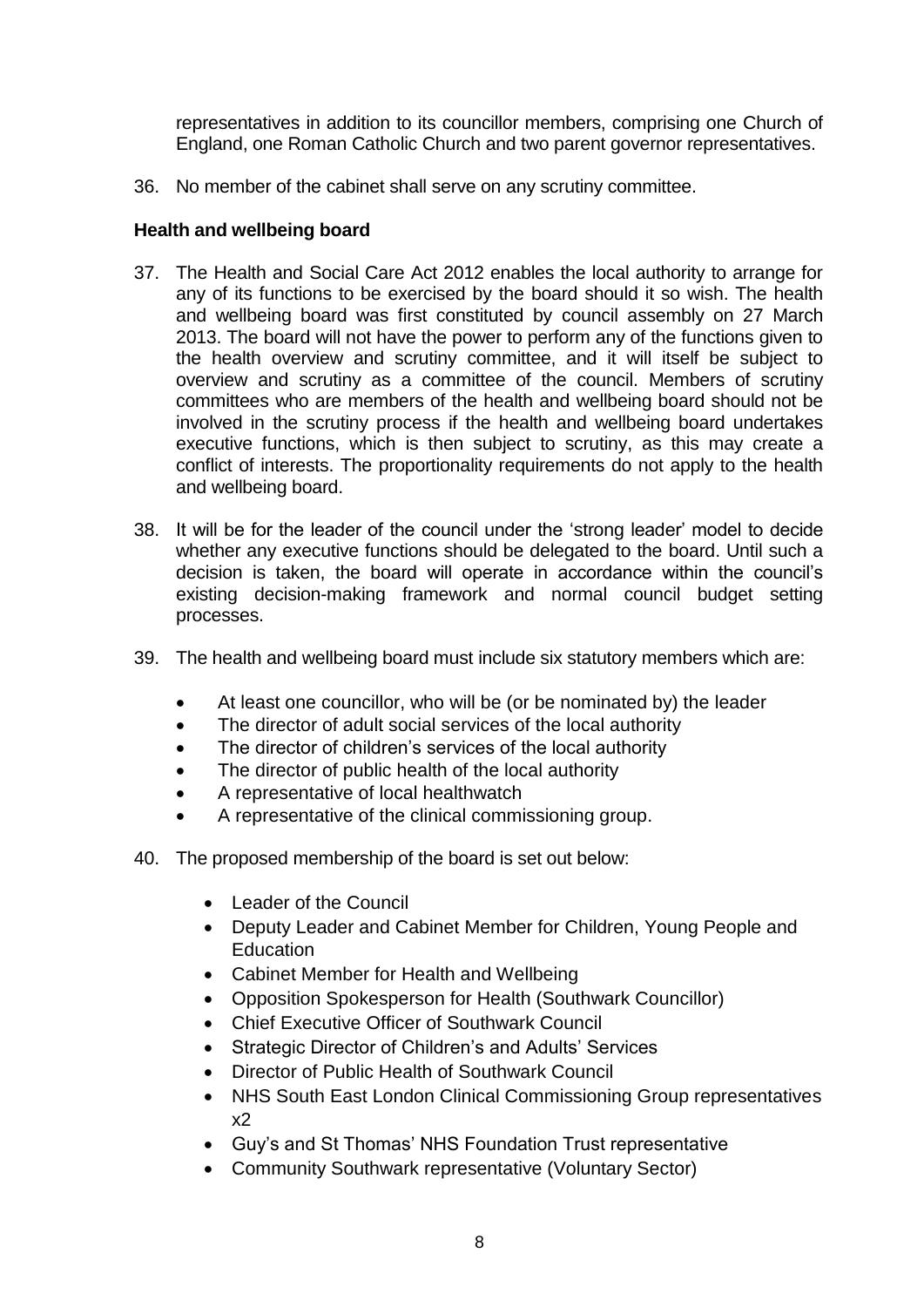representatives in addition to its councillor members, comprising one Church of England, one Roman Catholic Church and two parent governor representatives.

36. No member of the cabinet shall serve on any scrutiny committee.

**Health and wellbeing board**

37. The Health and Social Care Act 2012 enables the local authority to arrange for any of its functions to be exercised by the board should it so wish. The health and wellbeing board was first constituted by council assembly on 27 March 2013. The board will not have the power to perform any of the functions given to the health overview and scrutiny committee, and it will itself be subject to overview and scrutiny as a committee of the council. Members of scrutiny committees who are members of the health and wellbeing board should not be involved in the scrutiny process if the health and wellbeing board undertakes executive functions, which is then subject to scrutiny, as this may create a conflict of interests. The proportionality requirements do not apply to the health and wellbeing board.

38. It will be for the leader of the council under the 'strong leader' model to decide whether any executive functions should be delegated to the board. Until such a decision is taken, the board will operate in accordance within the council's existing decision-making framework and normal council budget setting processes.

39. The health and wellbeing board must include six statutory members which are:

    - At least one councillor, who will be (or be nominated by) the leader
    - The director of adult social services of the local authority
    - The director of children's services of the local authority
    - The director of public health of the local authority
    - A representative of local healthwatch
    - A representative of the clinical commissioning group.

40. The proposed membership of the board is set out below:

    - Leader of the Council
    - Deputy Leader and Cabinet Member for Children, Young People and Education
    - Cabinet Member for Health and Wellbeing
    - Opposition Spokesperson for Health (Southwark Councillor)
    - Chief Executive Officer of Southwark Council
    - Strategic Director of Children's and Adults' Services
    - Director of Public Health of Southwark Council
    - NHS South East London Clinical Commissioning Group representatives x2
    - Guy's and St Thomas' NHS Foundation Trust representative
    - Community Southwark representative (Voluntary Sector)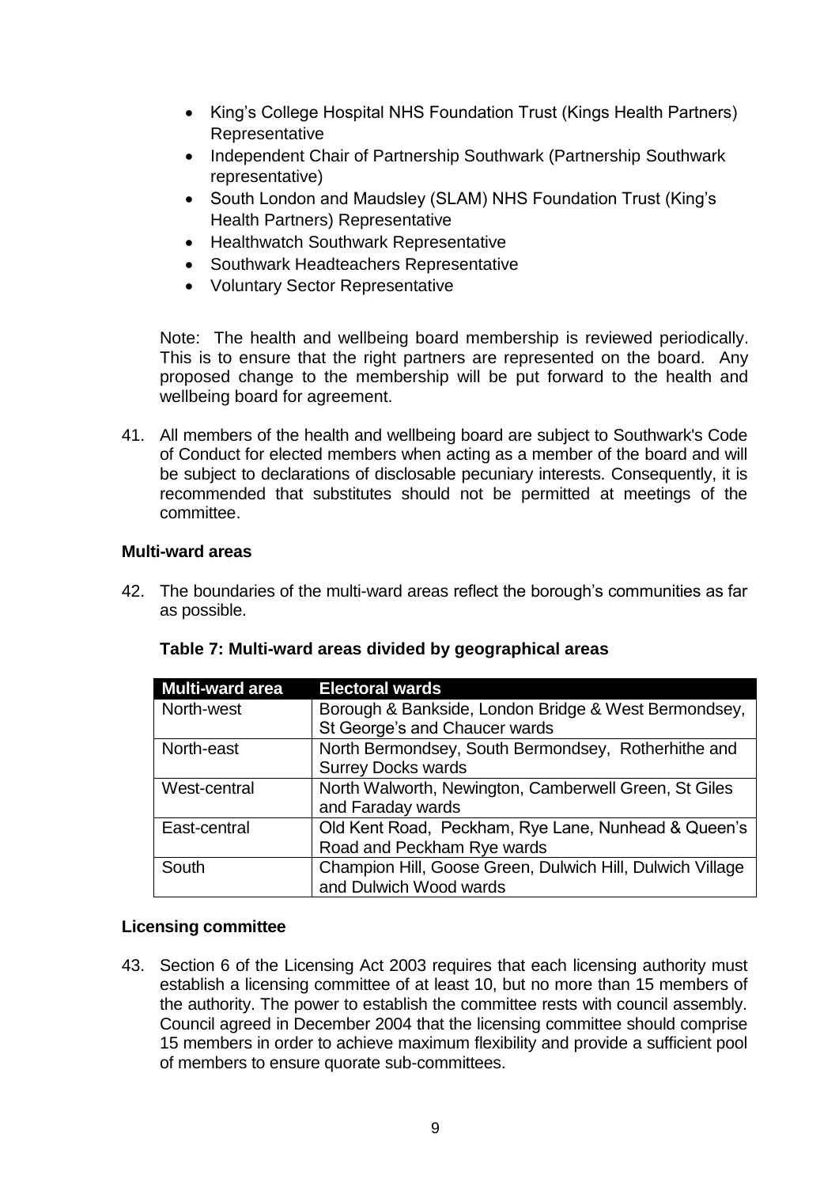- King's College Hospital NHS Foundation Trust (Kings Health Partners) Representative
- Independent Chair of Partnership Southwark (Partnership Southwark representative)
- South London and Maudsley (SLAM) NHS Foundation Trust (King's Health Partners) Representative
- Healthwatch Southwark Representative
- Southwark Headteachers Representative
- Voluntary Sector Representative

Note: The health and wellbeing board membership is reviewed periodically. This is to ensure that the right partners are represented on the board. Any proposed change to the membership will be put forward to the health and wellbeing board for agreement.

41. All members of the health and wellbeing board are subject to Southwark's Code of Conduct for elected members when acting as a member of the board and will be subject to declarations of disclosable pecuniary interests. Consequently, it is recommended that substitutes should not be permitted at meetings of the committee.

**Multi-ward areas**

42. The boundaries of the multi-ward areas reflect the borough's communities as far as possible.

**Table 7: Multi-ward areas divided by geographical areas**

| Multi-ward area | Electoral wards |
|---|---|
| North-west | Borough & Bankside, London Bridge & West Bermondsey, St George's and Chaucer wards |
| North-east | North Bermondsey, South Bermondsey, Rotherhithe and Surrey Docks wards |
| West-central | North Walworth, Newington, Camberwell Green, St Giles and Faraday wards |
| East-central | Old Kent Road, Peckham, Rye Lane, Nunhead & Queen's Road and Peckham Rye wards |
| South | Champion Hill, Goose Green, Dulwich Hill, Dulwich Village and Dulwich Wood wards |

**Licensing committee**

43. Section 6 of the Licensing Act 2003 requires that each licensing authority must establish a licensing committee of at least 10, but no more than 15 members of the authority. The power to establish the committee rests with council assembly. Council agreed in December 2004 that the licensing committee should comprise 15 members in order to achieve maximum flexibility and provide a sufficient pool of members to ensure quorate sub-committees.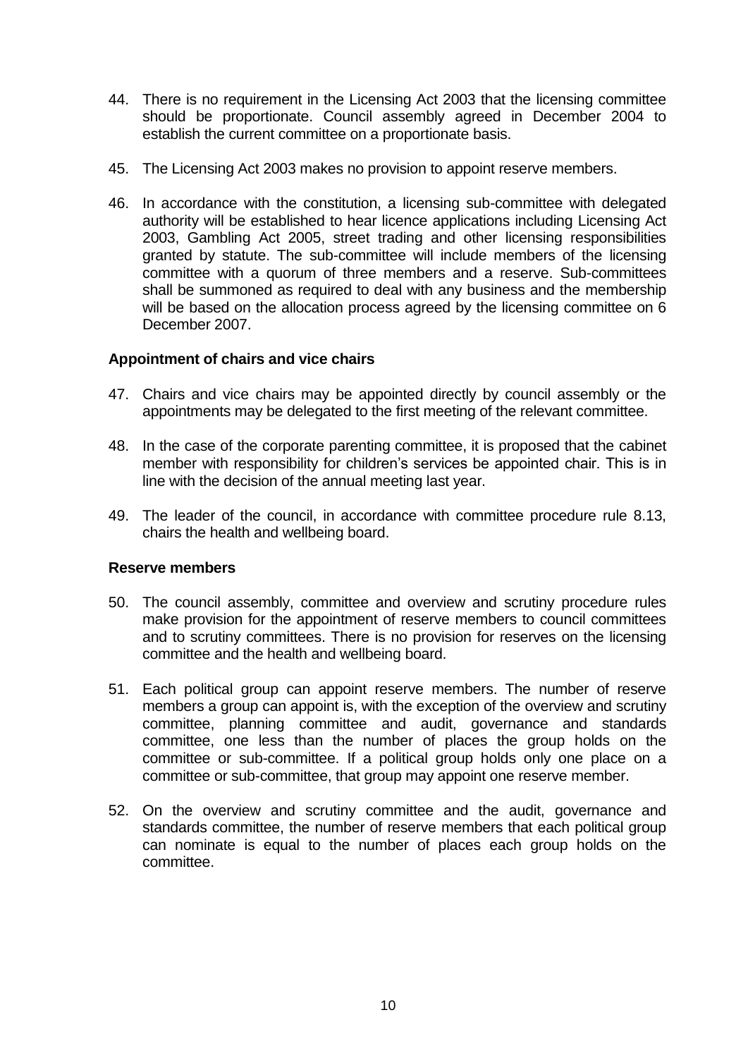44. There is no requirement in the Licensing Act 2003 that the licensing committee should be proportionate. Council assembly agreed in December 2004 to establish the current committee on a proportionate basis.

45. The Licensing Act 2003 makes no provision to appoint reserve members.

46. In accordance with the constitution, a licensing sub-committee with delegated authority will be established to hear licence applications including Licensing Act 2003, Gambling Act 2005, street trading and other licensing responsibilities granted by statute. The sub-committee will include members of the licensing committee with a quorum of three members and a reserve. Sub-committees shall be summoned as required to deal with any business and the membership will be based on the allocation process agreed by the licensing committee on 6 December 2007.

**Appointment of chairs and vice chairs**

47. Chairs and vice chairs may be appointed directly by council assembly or the appointments may be delegated to the first meeting of the relevant committee.

48. In the case of the corporate parenting committee, it is proposed that the cabinet member with responsibility for children's services be appointed chair. This is in line with the decision of the annual meeting last year.

49. The leader of the council, in accordance with committee procedure rule 8.13, chairs the health and wellbeing board.

**Reserve members**

50. The council assembly, committee and overview and scrutiny procedure rules make provision for the appointment of reserve members to council committees and to scrutiny committees. There is no provision for reserves on the licensing committee and the health and wellbeing board.

51. Each political group can appoint reserve members. The number of reserve members a group can appoint is, with the exception of the overview and scrutiny committee, planning committee and audit, governance and standards committee, one less than the number of places the group holds on the committee or sub-committee. If a political group holds only one place on a committee or sub-committee, that group may appoint one reserve member.

52. On the overview and scrutiny committee and the audit, governance and standards committee, the number of reserve members that each political group can nominate is equal to the number of places each group holds on the committee.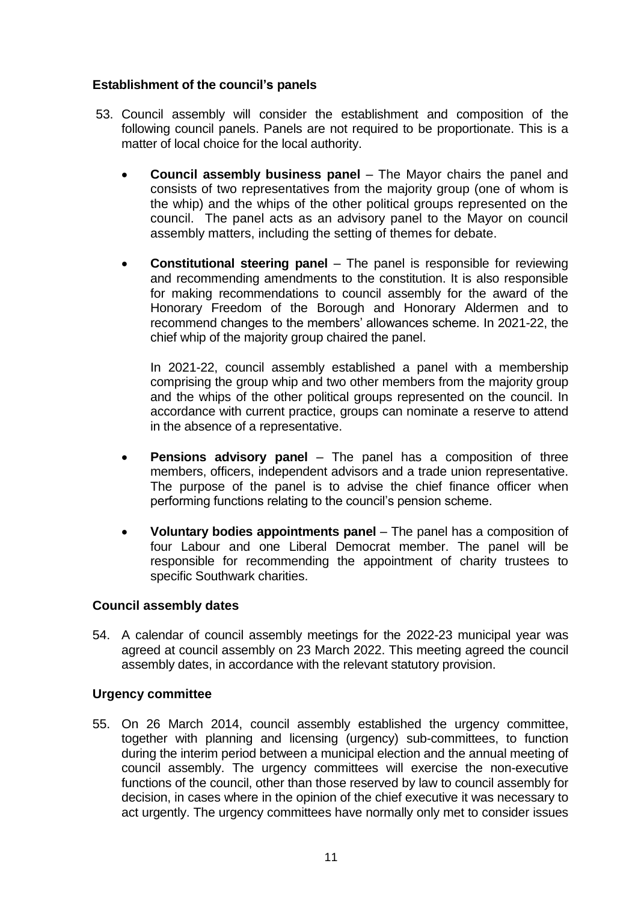**Establishment of the council's panels**

53. Council assembly will consider the establishment and composition of the following council panels. Panels are not required to be proportionate. This is a matter of local choice for the local authority.

   - **Council assembly business panel** – The Mayor chairs the panel and consists of two representatives from the majority group (one of whom is the whip) and the whips of the other political groups represented on the council. The panel acts as an advisory panel to the Mayor on council assembly matters, including the setting of themes for debate.

   - **Constitutional steering panel** – The panel is responsible for reviewing and recommending amendments to the constitution. It is also responsible for making recommendations to council assembly for the award of the Honorary Freedom of the Borough and Honorary Aldermen and to recommend changes to the members' allowances scheme. In 2021-22, the chief whip of the majority group chaired the panel.

     In 2021-22, council assembly established a panel with a membership comprising the group whip and two other members from the majority group and the whips of the other political groups represented on the council. In accordance with current practice, groups can nominate a reserve to attend in the absence of a representative.

   - **Pensions advisory panel** – The panel has a composition of three members, officers, independent advisors and a trade union representative. The purpose of the panel is to advise the chief finance officer when performing functions relating to the council's pension scheme.

   - **Voluntary bodies appointments panel** – The panel has a composition of four Labour and one Liberal Democrat member. The panel will be responsible for recommending the appointment of charity trustees to specific Southwark charities.

**Council assembly dates**

54. A calendar of council assembly meetings for the 2022-23 municipal year was agreed at council assembly on 23 March 2022. This meeting agreed the council assembly dates, in accordance with the relevant statutory provision.

**Urgency committee**

55. On 26 March 2014, council assembly established the urgency committee, together with planning and licensing (urgency) sub-committees, to function during the interim period between a municipal election and the annual meeting of council assembly. The urgency committees will exercise the non-executive functions of the council, other than those reserved by law to council assembly for decision, in cases where in the opinion of the chief executive it was necessary to act urgently. The urgency committees have normally only met to consider issues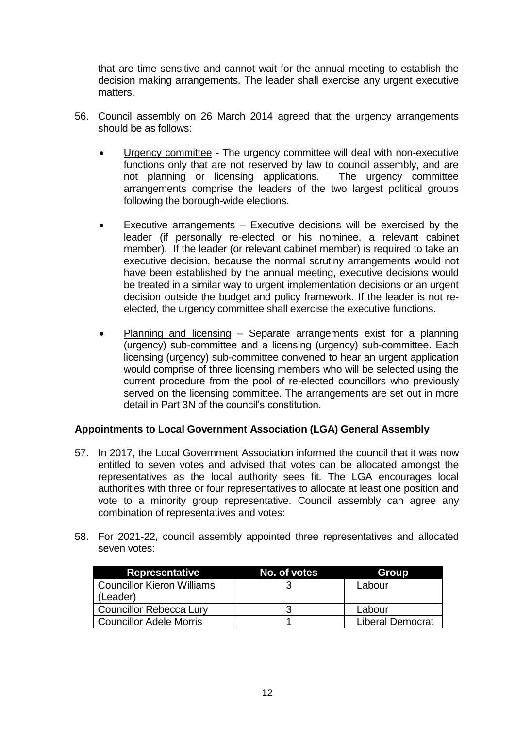that are time sensitive and cannot wait for the annual meeting to establish the decision making arrangements. The leader shall exercise any urgent executive matters.

56. Council assembly on 26 March 2014 agreed that the urgency arrangements should be as follows:

   - Urgency committee - The urgency committee will deal with non-executive functions only that are not reserved by law to council assembly, and are not planning or licensing applications. The urgency committee arrangements comprise the leaders of the two largest political groups following the borough-wide elections.

   - Executive arrangements – Executive decisions will be exercised by the leader (if personally re-elected or his nominee, a relevant cabinet member). If the leader (or relevant cabinet member) is required to take an executive decision, because the normal scrutiny arrangements would not have been established by the annual meeting, executive decisions would be treated in a similar way to urgent implementation decisions or an urgent decision outside the budget and policy framework. If the leader is not re-elected, the urgency committee shall exercise the executive functions.

   - Planning and licensing – Separate arrangements exist for a planning (urgency) sub-committee and a licensing (urgency) sub-committee. Each licensing (urgency) sub-committee convened to hear an urgent application would comprise of three licensing members who will be selected using the current procedure from the pool of re-elected councillors who previously served on the licensing committee. The arrangements are set out in more detail in Part 3N of the council's constitution.

**Appointments to Local Government Association (LGA) General Assembly**

57. In 2017, the Local Government Association informed the council that it was now entitled to seven votes and advised that votes can be allocated amongst the representatives as the local authority sees fit. The LGA encourages local authorities with three or four representatives to allocate at least one position and vote to a minority group representative. Council assembly can agree any combination of representatives and votes:

58. For 2021-22, council assembly appointed three representatives and allocated seven votes:

| Representative | No. of votes | Group |
|---|---|---|
| Councillor Kieron Williams (Leader) | 3 | Labour |
| Councillor Rebecca Lury | 3 | Labour |
| Councillor Adele Morris | 1 | Liberal Democrat |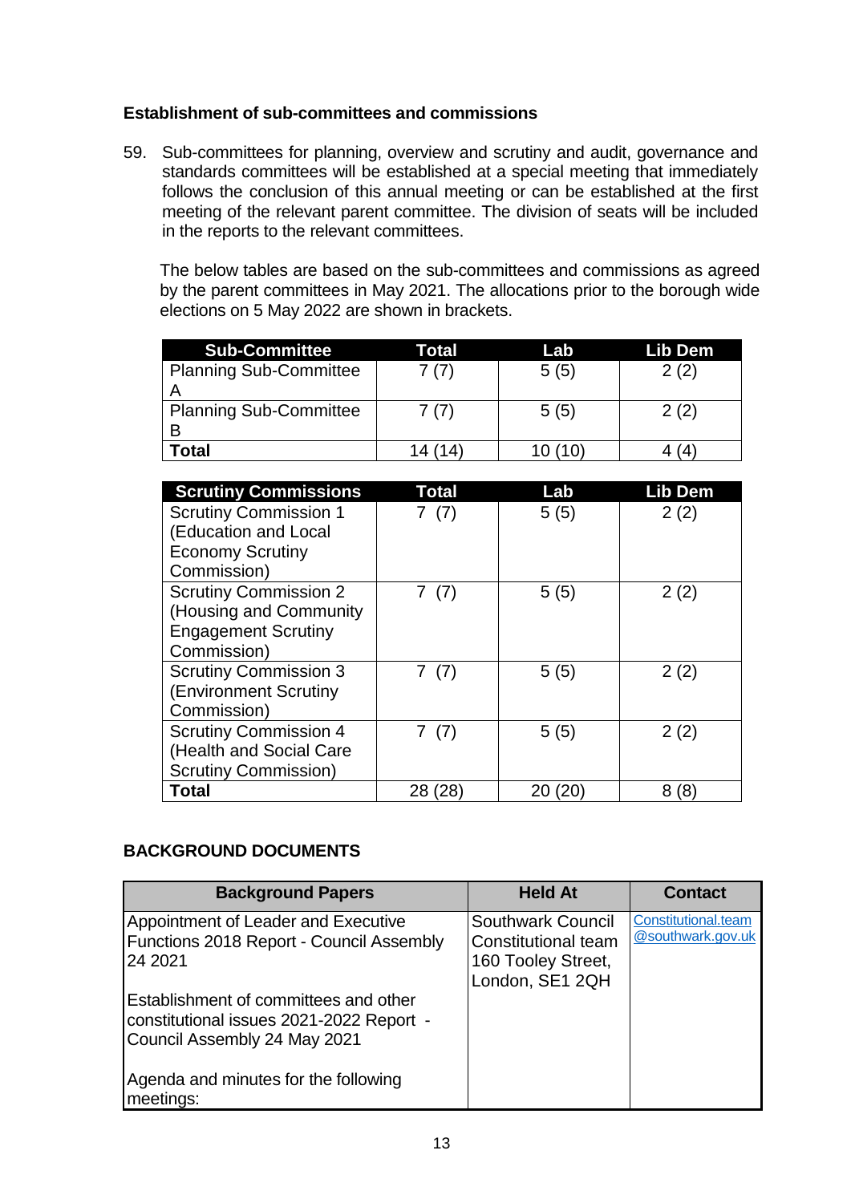### Establishment of sub-committees and commissions

59. Sub-committees for planning, overview and scrutiny and audit, governance and standards committees will be established at a special meeting that immediately follows the conclusion of this annual meeting or can be established at the first meeting of the relevant parent committee. The division of seats will be included in the reports to the relevant committees.

    The below tables are based on the sub-committees and commissions as agreed by the parent committees in May 2021. The allocations prior to the borough wide elections on 5 May 2022 are shown in brackets.

| Sub-Committee | Total | Lab | Lib Dem |
|---|---|---|---|
| Planning Sub-Committee A | 7 (7) | 5 (5) | 2 (2) |
| Planning Sub-Committee B | 7 (7) | 5 (5) | 2 (2) |
| **Total** | 14 (14) | 10 (10) | 4 (4) |

| Scrutiny Commissions | Total | Lab | Lib Dem |
|---|---|---|---|
| Scrutiny Commission 1 (Education and Local Economy Scrutiny Commission) | 7 (7) | 5 (5) | 2 (2) |
| Scrutiny Commission 2 (Housing and Community Engagement Scrutiny Commission) | 7 (7) | 5 (5) | 2 (2) |
| Scrutiny Commission 3 (Environment Scrutiny Commission) | 7 (7) | 5 (5) | 2 (2) |
| Scrutiny Commission 4 (Health and Social Care Scrutiny Commission) | 7 (7) | 5 (5) | 2 (2) |
| **Total** | 28 (28) | 20 (20) | 8 (8) |

## BACKGROUND DOCUMENTS

| Background Papers | Held At | Contact |
|---|---|---|
| Appointment of Leader and Executive Functions 2018 Report - Council Assembly 24 2021<br><br>Establishment of committees and other constitutional issues 2021-2022 Report - Council Assembly 24 May 2021<br><br>Agenda and minutes for the following meetings: | Southwark Council Constitutional team 160 Tooley Street, London, SE1 2QH | Constitutional.team@southwark.gov.uk |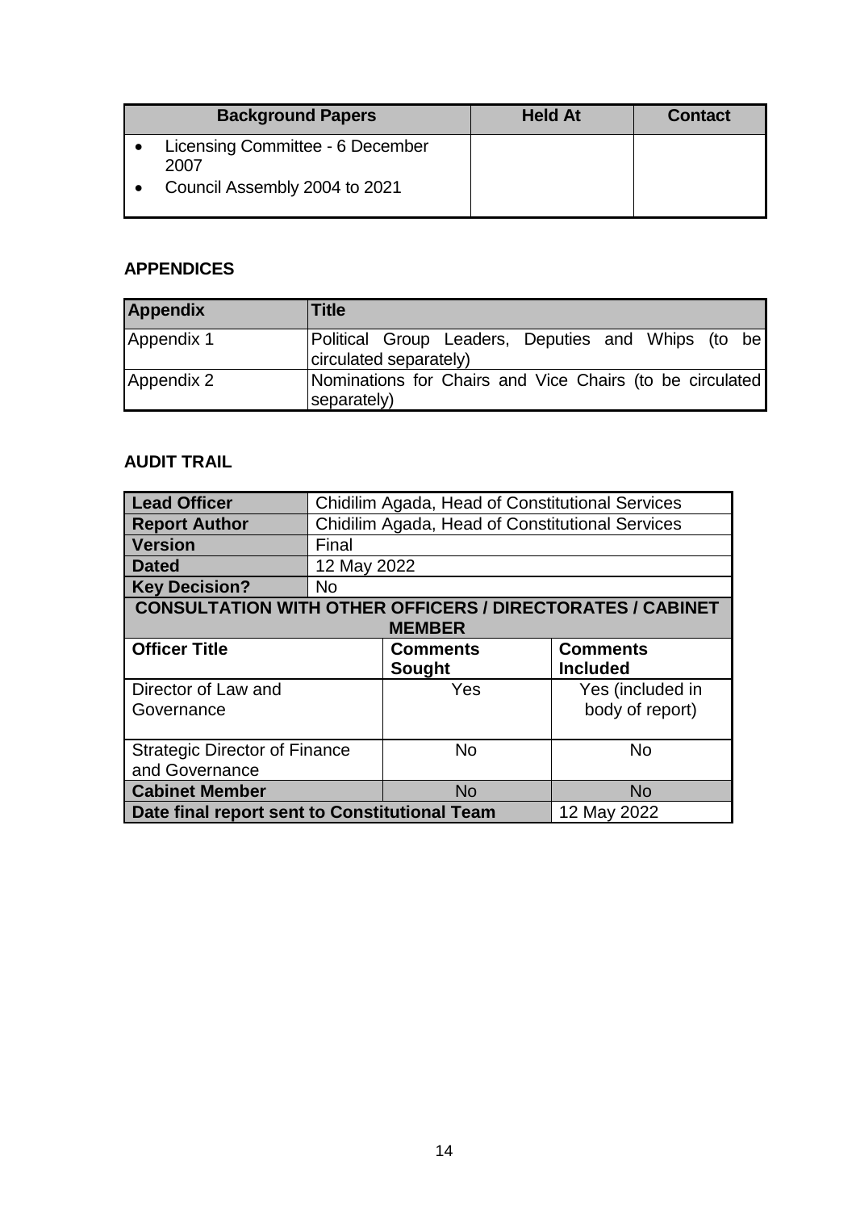| Background Papers | Held At | Contact |
|---|---|---|
| • Licensing Committee - 6 December 2007<br>• Council Assembly 2004 to 2021 | | |

## APPENDICES

| Appendix | Title |
|---|---|
| Appendix 1 | Political Group Leaders, Deputies and Whips (to be circulated separately) |
| Appendix 2 | Nominations for Chairs and Vice Chairs (to be circulated separately) |

## AUDIT TRAIL

| | | |
|---|---|---|
| **Lead Officer** | Chidilim Agada, Head of Constitutional Services | |
| **Report Author** | Chidilim Agada, Head of Constitutional Services | |
| **Version** | Final | |
| **Dated** | 12 May 2022 | |
| **Key Decision?** | No | |
| **CONSULTATION WITH OTHER OFFICERS / DIRECTORATES / CABINET MEMBER** | | |
| **Officer Title** | **Comments Sought** | **Comments Included** |
| Director of Law and Governance | Yes | Yes (included in body of report) |
| Strategic Director of Finance and Governance | No | No |
| **Cabinet Member** | No | No |
| **Date final report sent to Constitutional Team** | | 12 May 2022 |